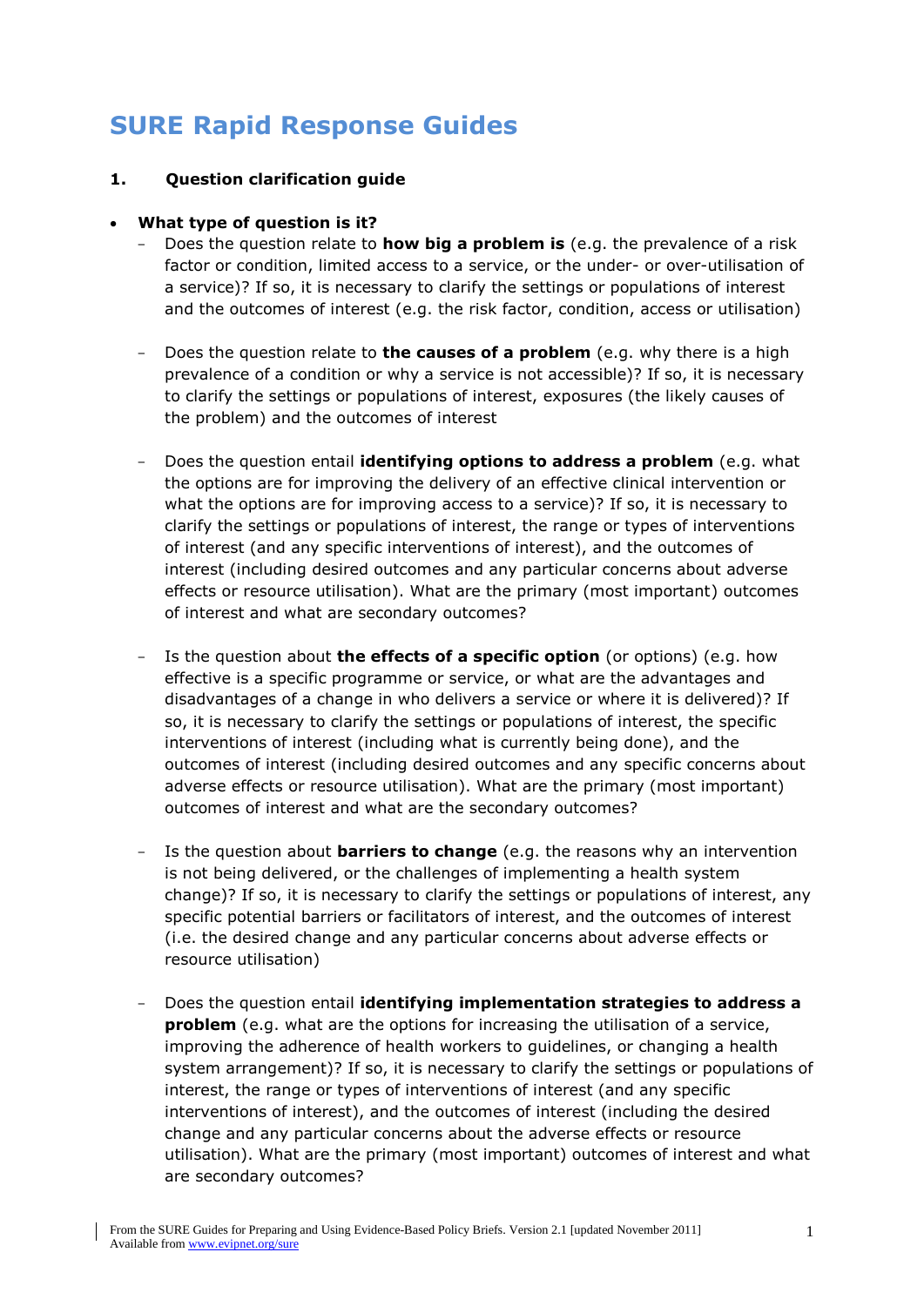# SURE Rapid Response Guides

## 1. Question clarification guide

- **What type of question is it?**
  - Does the question relate to **how big a problem is** (e.g. the prevalence of a risk factor or condition, limited access to a service, or the under- or over-utilisation of a service)? If so, it is necessary to clarify the settings or populations of interest and the outcomes of interest (e.g. the risk factor, condition, access or utilisation)

  - Does the question relate to **the causes of a problem** (e.g. why there is a high prevalence of a condition or why a service is not accessible)? If so, it is necessary to clarify the settings or populations of interest, exposures (the likely causes of the problem) and the outcomes of interest

  - Does the question entail **identifying options to address a problem** (e.g. what the options are for improving the delivery of an effective clinical intervention or what the options are for improving access to a service)? If so, it is necessary to clarify the settings or populations of interest, the range or types of interventions of interest (and any specific interventions of interest), and the outcomes of interest (including desired outcomes and any particular concerns about adverse effects or resource utilisation). What are the primary (most important) outcomes of interest and what are secondary outcomes?

  - Is the question about **the effects of a specific option** (or options) (e.g. how effective is a specific programme or service, or what are the advantages and disadvantages of a change in who delivers a service or where it is delivered)? If so, it is necessary to clarify the settings or populations of interest, the specific interventions of interest (including what is currently being done), and the outcomes of interest (including desired outcomes and any specific concerns about adverse effects or resource utilisation). What are the primary (most important) outcomes of interest and what are the secondary outcomes?

  - Is the question about **barriers to change** (e.g. the reasons why an intervention is not being delivered, or the challenges of implementing a health system change)? If so, it is necessary to clarify the settings or populations of interest, any specific potential barriers or facilitators of interest, and the outcomes of interest (i.e. the desired change and any particular concerns about adverse effects or resource utilisation)

  - Does the question entail **identifying implementation strategies to address a problem** (e.g. what are the options for increasing the utilisation of a service, improving the adherence of health workers to guidelines, or changing a health system arrangement)? If so, it is necessary to clarify the settings or populations of interest, the range or types of interventions of interest (and any specific interventions of interest), and the outcomes of interest (including the desired change and any particular concerns about the adverse effects or resource utilisation). What are the primary (most important) outcomes of interest and what are secondary outcomes?

From the SURE Guides for Preparing and Using Evidence-Based Policy Briefs. Version 2.1 [updated November 2011]
Available from www.evipnet.org/sure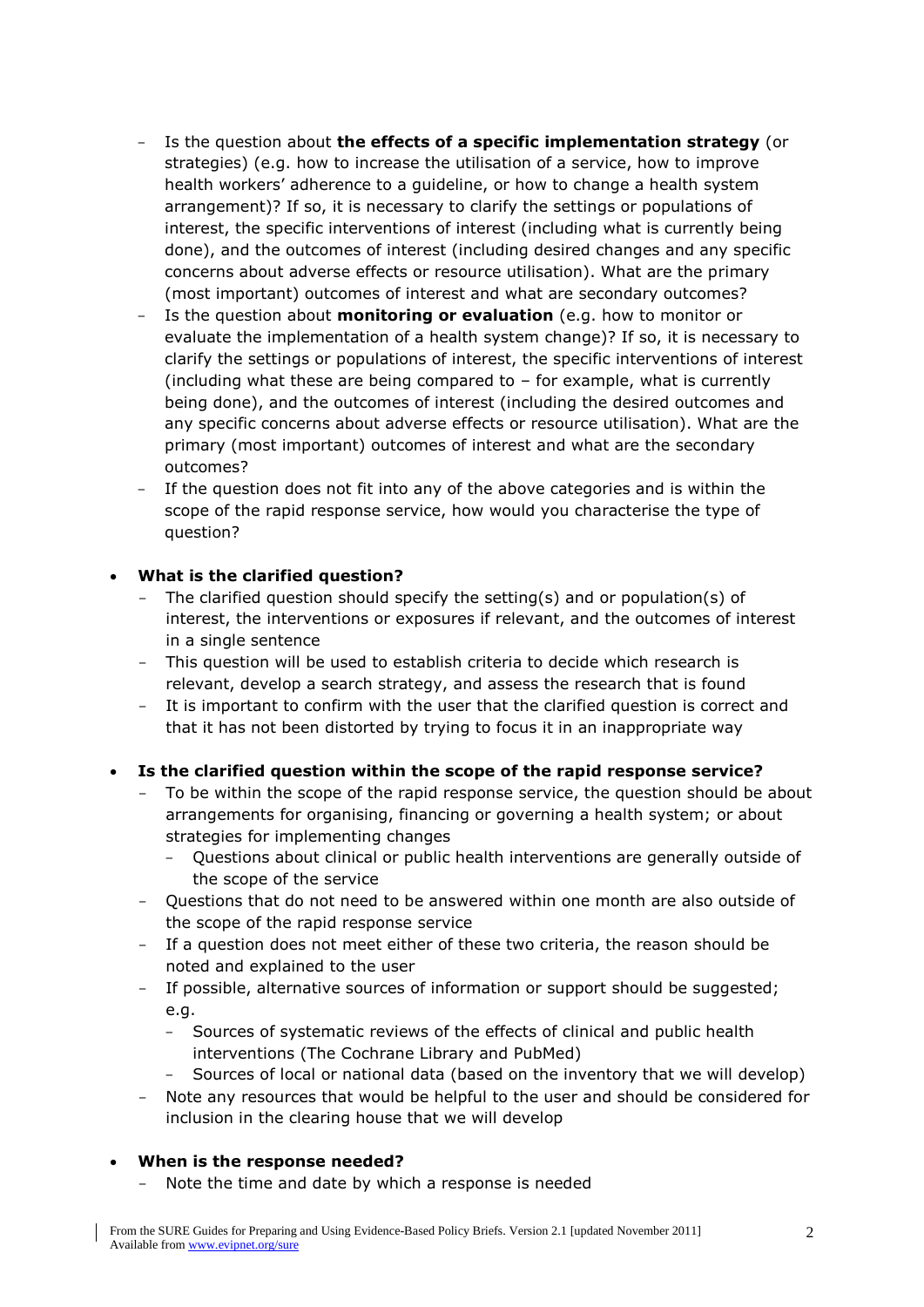- Is the question about **the effects of a specific implementation strategy** (or strategies) (e.g. how to increase the utilisation of a service, how to improve health workers' adherence to a guideline, or how to change a health system arrangement)? If so, it is necessary to clarify the settings or populations of interest, the specific interventions of interest (including what is currently being done), and the outcomes of interest (including desired changes and any specific concerns about adverse effects or resource utilisation). What are the primary (most important) outcomes of interest and what are secondary outcomes?
  - Is the question about **monitoring or evaluation** (e.g. how to monitor or evaluate the implementation of a health system change)? If so, it is necessary to clarify the settings or populations of interest, the specific interventions of interest (including what these are being compared to – for example, what is currently being done), and the outcomes of interest (including the desired outcomes and any specific concerns about adverse effects or resource utilisation). What are the primary (most important) outcomes of interest and what are the secondary outcomes?
  - If the question does not fit into any of the above categories and is within the scope of the rapid response service, how would you characterise the type of question?

- **What is the clarified question?**
  - The clarified question should specify the setting(s) and or population(s) of interest, the interventions or exposures if relevant, and the outcomes of interest in a single sentence
  - This question will be used to establish criteria to decide which research is relevant, develop a search strategy, and assess the research that is found
  - It is important to confirm with the user that the clarified question is correct and that it has not been distorted by trying to focus it in an inappropriate way

- **Is the clarified question within the scope of the rapid response service?**
  - To be within the scope of the rapid response service, the question should be about arrangements for organising, financing or governing a health system; or about strategies for implementing changes
    - Questions about clinical or public health interventions are generally outside of the scope of the service
  - Questions that do not need to be answered within one month are also outside of the scope of the rapid response service
  - If a question does not meet either of these two criteria, the reason should be noted and explained to the user
  - If possible, alternative sources of information or support should be suggested; e.g.
    - Sources of systematic reviews of the effects of clinical and public health interventions (The Cochrane Library and PubMed)
    - Sources of local or national data (based on the inventory that we will develop)
  - Note any resources that would be helpful to the user and should be considered for inclusion in the clearing house that we will develop

- **When is the response needed?**
  - Note the time and date by which a response is needed

From the SURE Guides for Preparing and Using Evidence-Based Policy Briefs. Version 2.1 [updated November 2011] Available from www.evipnet.org/sure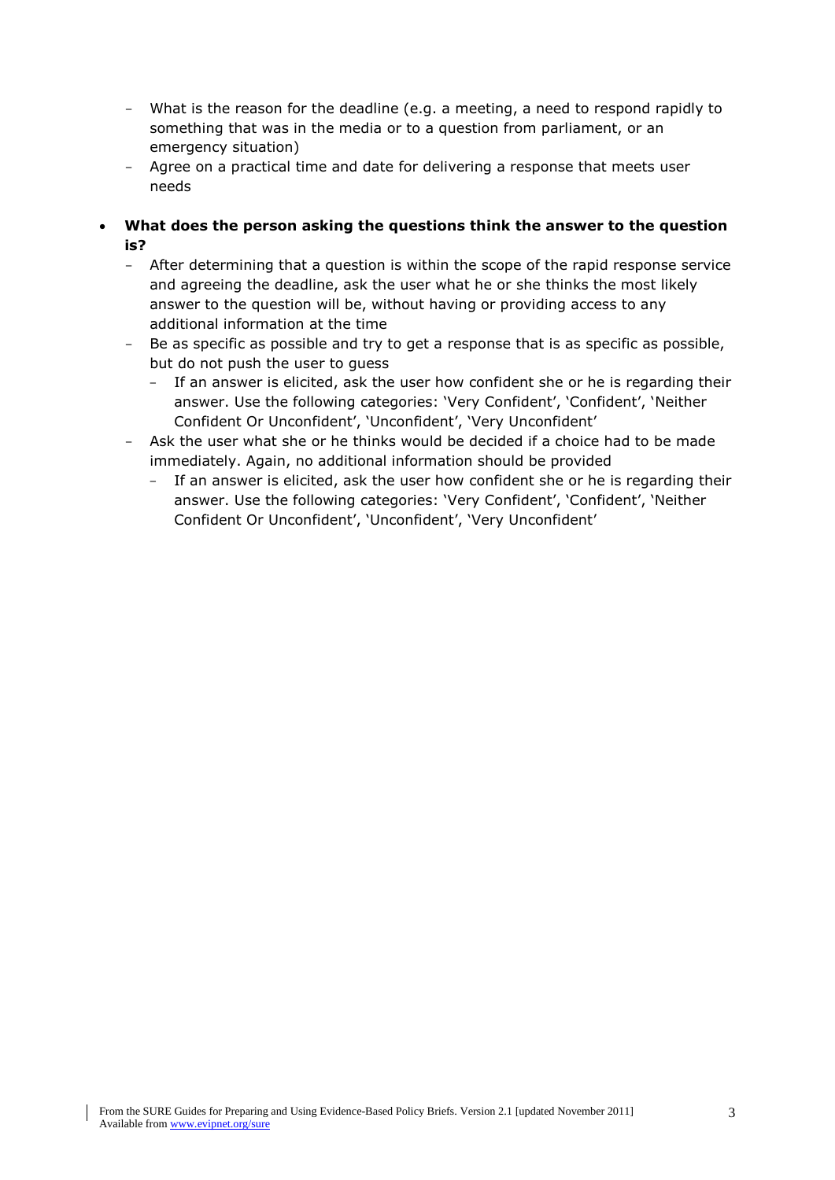- What is the reason for the deadline (e.g. a meeting, a need to respond rapidly to something that was in the media or to a question from parliament, or an emergency situation)
- Agree on a practical time and date for delivering a response that meets user needs

- **What does the person asking the questions think the answer to the question is?**
  - After determining that a question is within the scope of the rapid response service and agreeing the deadline, ask the user what he or she thinks the most likely answer to the question will be, without having or providing access to any additional information at the time
  - Be as specific as possible and try to get a response that is as specific as possible, but do not push the user to guess
    - If an answer is elicited, ask the user how confident she or he is regarding their answer. Use the following categories: 'Very Confident', 'Confident', 'Neither Confident Or Unconfident', 'Unconfident', 'Very Unconfident'
  - Ask the user what she or he thinks would be decided if a choice had to be made immediately. Again, no additional information should be provided
    - If an answer is elicited, ask the user how confident she or he is regarding their answer. Use the following categories: 'Very Confident', 'Confident', 'Neither Confident Or Unconfident', 'Unconfident', 'Very Unconfident'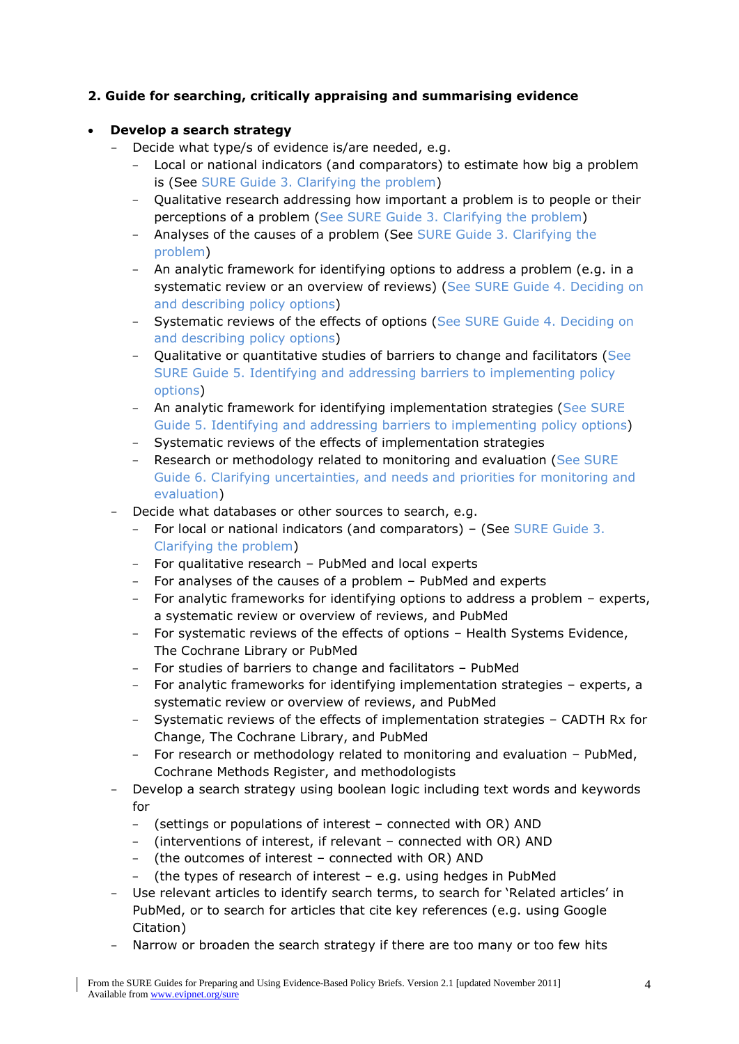## 2. Guide for searching, critically appraising and summarising evidence

- **Develop a search strategy**
  - Decide what type/s of evidence is/are needed, e.g.
    - Local or national indicators (and comparators) to estimate how big a problem is (See SURE Guide 3. Clarifying the problem)
    - Qualitative research addressing how important a problem is to people or their perceptions of a problem (See SURE Guide 3. Clarifying the problem)
    - Analyses of the causes of a problem (See SURE Guide 3. Clarifying the problem)
    - An analytic framework for identifying options to address a problem (e.g. in a systematic review or an overview of reviews) (See SURE Guide 4. Deciding on and describing policy options)
    - Systematic reviews of the effects of options (See SURE Guide 4. Deciding on and describing policy options)
    - Qualitative or quantitative studies of barriers to change and facilitators (See SURE Guide 5. Identifying and addressing barriers to implementing policy options)
    - An analytic framework for identifying implementation strategies (See SURE Guide 5. Identifying and addressing barriers to implementing policy options)
    - Systematic reviews of the effects of implementation strategies
    - Research or methodology related to monitoring and evaluation (See SURE Guide 6. Clarifying uncertainties, and needs and priorities for monitoring and evaluation)
  - Decide what databases or other sources to search, e.g.
    - For local or national indicators (and comparators) – (See SURE Guide 3. Clarifying the problem)
    - For qualitative research – PubMed and local experts
    - For analyses of the causes of a problem – PubMed and experts
    - For analytic frameworks for identifying options to address a problem – experts, a systematic review or overview of reviews, and PubMed
    - For systematic reviews of the effects of options – Health Systems Evidence, The Cochrane Library or PubMed
    - For studies of barriers to change and facilitators – PubMed
    - For analytic frameworks for identifying implementation strategies – experts, a systematic review or overview of reviews, and PubMed
    - Systematic reviews of the effects of implementation strategies – CADTH Rx for Change, The Cochrane Library, and PubMed
    - For research or methodology related to monitoring and evaluation – PubMed, Cochrane Methods Register, and methodologists
  - Develop a search strategy using boolean logic including text words and keywords for
    - (settings or populations of interest – connected with OR) AND
    - (interventions of interest, if relevant – connected with OR) AND
    - (the outcomes of interest – connected with OR) AND
    - (the types of research of interest – e.g. using hedges in PubMed
  - Use relevant articles to identify search terms, to search for 'Related articles' in PubMed, or to search for articles that cite key references (e.g. using Google Citation)
  - Narrow or broaden the search strategy if there are too many or too few hits

From the SURE Guides for Preparing and Using Evidence-Based Policy Briefs. Version 2.1 [updated November 2011]
Available from www.evipnet.org/sure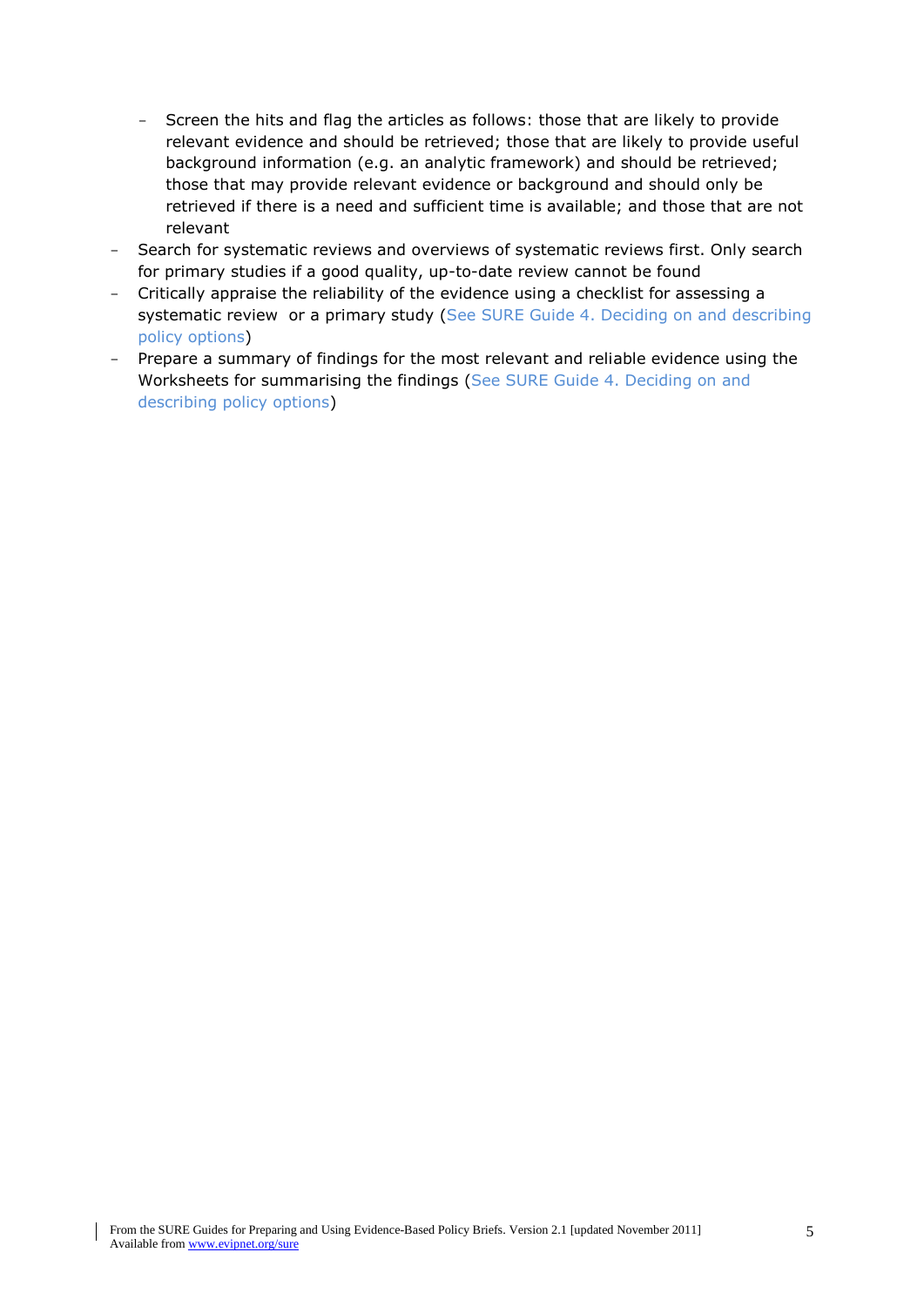- Screen the hits and flag the articles as follows: those that are likely to provide relevant evidence and should be retrieved; those that are likely to provide useful background information (e.g. an analytic framework) and should be retrieved; those that may provide relevant evidence or background and should only be retrieved if there is a need and sufficient time is available; and those that are not relevant
- Search for systematic reviews and overviews of systematic reviews first. Only search for primary studies if a good quality, up-to-date review cannot be found
- Critically appraise the reliability of the evidence using a checklist for assessing a systematic review or a primary study (See SURE Guide 4. Deciding on and describing policy options)
- Prepare a summary of findings for the most relevant and reliable evidence using the Worksheets for summarising the findings (See SURE Guide 4. Deciding on and describing policy options)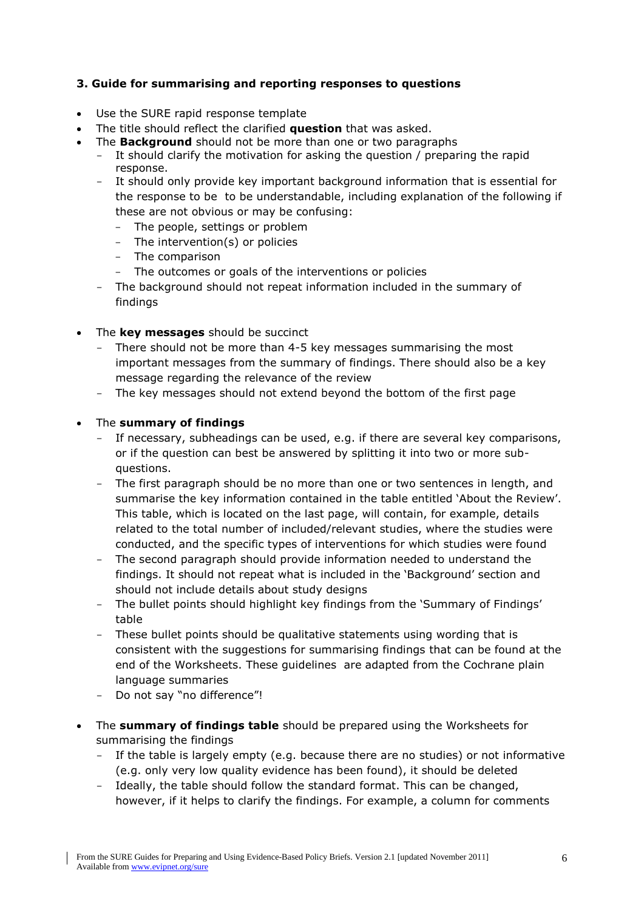### 3. Guide for summarising and reporting responses to questions

- Use the SURE rapid response template
- The title should reflect the clarified **question** that was asked.
- The **Background** should not be more than one or two paragraphs
  - It should clarify the motivation for asking the question / preparing the rapid response.
  - It should only provide key important background information that is essential for the response to be to be understandable, including explanation of the following if these are not obvious or may be confusing:
    - The people, settings or problem
    - The intervention(s) or policies
    - The comparison
    - The outcomes or goals of the interventions or policies
  - The background should not repeat information included in the summary of findings
- The **key messages** should be succinct
  - There should not be more than 4-5 key messages summarising the most important messages from the summary of findings. There should also be a key message regarding the relevance of the review
  - The key messages should not extend beyond the bottom of the first page
- The **summary of findings**
  - If necessary, subheadings can be used, e.g. if there are several key comparisons, or if the question can best be answered by splitting it into two or more sub-questions.
  - The first paragraph should be no more than one or two sentences in length, and summarise the key information contained in the table entitled 'About the Review'. This table, which is located on the last page, will contain, for example, details related to the total number of included/relevant studies, where the studies were conducted, and the specific types of interventions for which studies were found
  - The second paragraph should provide information needed to understand the findings. It should not repeat what is included in the 'Background' section and should not include details about study designs
  - The bullet points should highlight key findings from the 'Summary of Findings' table
  - These bullet points should be qualitative statements using wording that is consistent with the suggestions for summarising findings that can be found at the end of the Worksheets. These guidelines are adapted from the Cochrane plain language summaries
  - Do not say "no difference"!
- The **summary of findings table** should be prepared using the Worksheets for summarising the findings
  - If the table is largely empty (e.g. because there are no studies) or not informative (e.g. only very low quality evidence has been found), it should be deleted
  - Ideally, the table should follow the standard format. This can be changed, however, if it helps to clarify the findings. For example, a column for comments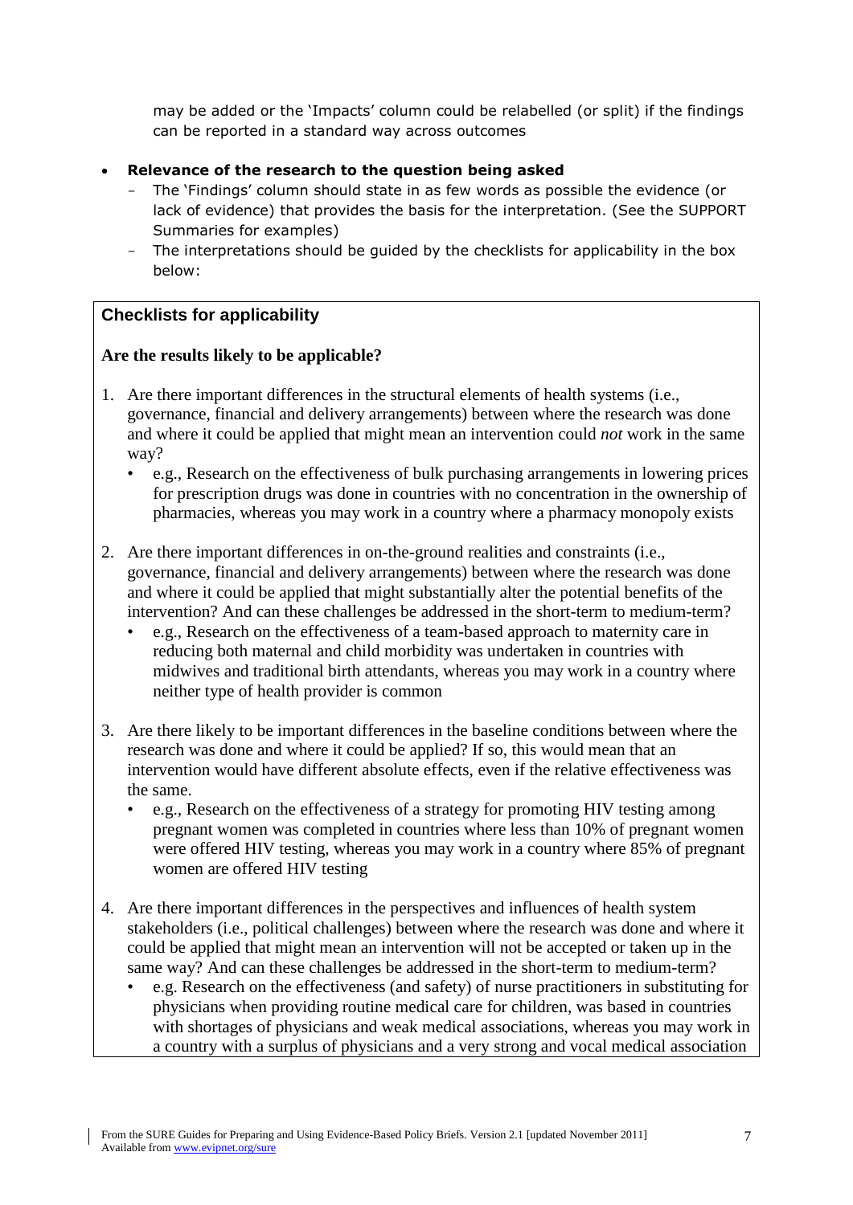may be added or the 'Impacts' column could be relabelled (or split) if the findings can be reported in a standard way across outcomes

- **Relevance of the research to the question being asked**
  - The 'Findings' column should state in as few words as possible the evidence (or lack of evidence) that provides the basis for the interpretation. (See the SUPPORT Summaries for examples)
  - The interpretations should be guided by the checklists for applicability in the box below:

### Checklists for applicability

**Are the results likely to be applicable?**

1. Are there important differences in the structural elements of health systems (i.e., governance, financial and delivery arrangements) between where the research was done and where it could be applied that might mean an intervention could *not* work in the same way?
   - e.g., Research on the effectiveness of bulk purchasing arrangements in lowering prices for prescription drugs was done in countries with no concentration in the ownership of pharmacies, whereas you may work in a country where a pharmacy monopoly exists

2. Are there important differences in on-the-ground realities and constraints (i.e., governance, financial and delivery arrangements) between where the research was done and where it could be applied that might substantially alter the potential benefits of the intervention? And can these challenges be addressed in the short-term to medium-term?
   - e.g., Research on the effectiveness of a team-based approach to maternity care in reducing both maternal and child morbidity was undertaken in countries with midwives and traditional birth attendants, whereas you may work in a country where neither type of health provider is common

3. Are there likely to be important differences in the baseline conditions between where the research was done and where it could be applied? If so, this would mean that an intervention would have different absolute effects, even if the relative effectiveness was the same.
   - e.g., Research on the effectiveness of a strategy for promoting HIV testing among pregnant women was completed in countries where less than 10% of pregnant women were offered HIV testing, whereas you may work in a country where 85% of pregnant women are offered HIV testing

4. Are there important differences in the perspectives and influences of health system stakeholders (i.e., political challenges) between where the research was done and where it could be applied that might mean an intervention will not be accepted or taken up in the same way? And can these challenges be addressed in the short-term to medium-term?
   - e.g. Research on the effectiveness (and safety) of nurse practitioners in substituting for physicians when providing routine medical care for children, was based in countries with shortages of physicians and weak medical associations, whereas you may work in a country with a surplus of physicians and a very strong and vocal medical association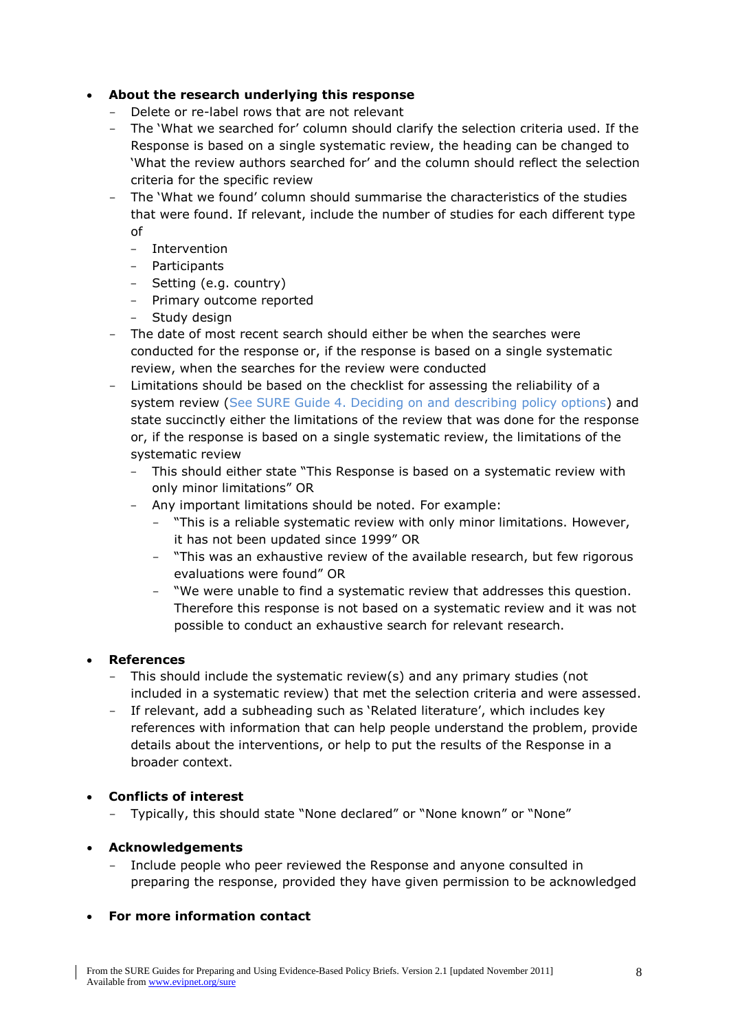- **About the research underlying this response**
  - Delete or re-label rows that are not relevant
  - The 'What we searched for' column should clarify the selection criteria used. If the Response is based on a single systematic review, the heading can be changed to 'What the review authors searched for' and the column should reflect the selection criteria for the specific review
  - The 'What we found' column should summarise the characteristics of the studies that were found. If relevant, include the number of studies for each different type of
    - Intervention
    - Participants
    - Setting (e.g. country)
    - Primary outcome reported
    - Study design
  - The date of most recent search should either be when the searches were conducted for the response or, if the response is based on a single systematic review, when the searches for the review were conducted
  - Limitations should be based on the checklist for assessing the reliability of a system review (See SURE Guide 4. Deciding on and describing policy options) and state succinctly either the limitations of the review that was done for the response or, if the response is based on a single systematic review, the limitations of the systematic review
    - This should either state "This Response is based on a systematic review with only minor limitations" OR
    - Any important limitations should be noted. For example:
      - "This is a reliable systematic review with only minor limitations. However, it has not been updated since 1999" OR
      - "This was an exhaustive review of the available research, but few rigorous evaluations were found" OR
      - "We were unable to find a systematic review that addresses this question. Therefore this response is not based on a systematic review and it was not possible to conduct an exhaustive search for relevant research.

- **References**
  - This should include the systematic review(s) and any primary studies (not included in a systematic review) that met the selection criteria and were assessed.
  - If relevant, add a subheading such as 'Related literature', which includes key references with information that can help people understand the problem, provide details about the interventions, or help to put the results of the Response in a broader context.

- **Conflicts of interest**
  - Typically, this should state "None declared" or "None known" or "None"

- **Acknowledgements**
  - Include people who peer reviewed the Response and anyone consulted in preparing the response, provided they have given permission to be acknowledged

- **For more information contact**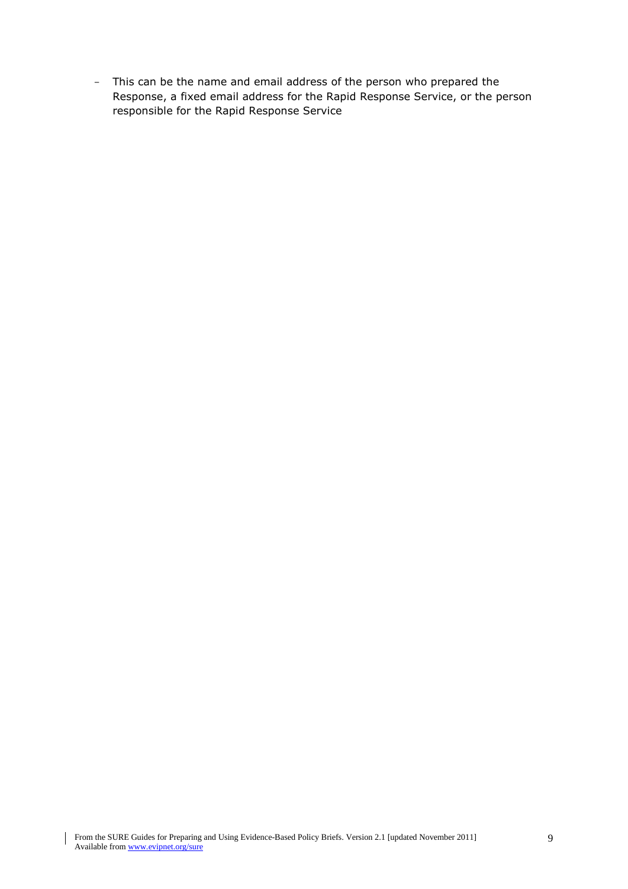- This can be the name and email address of the person who prepared the Response, a fixed email address for the Rapid Response Service, or the person responsible for the Rapid Response Service